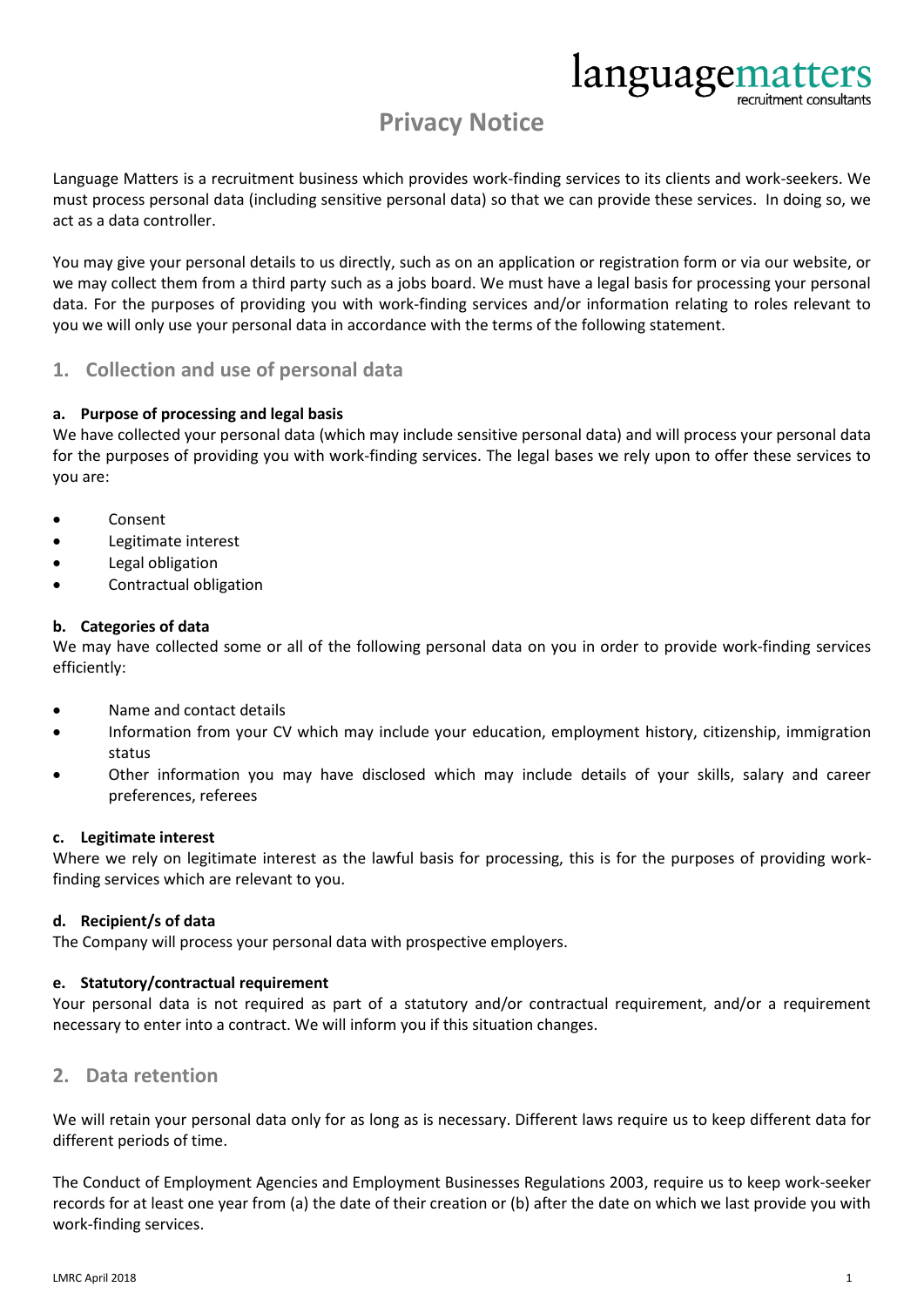# Privacy Notice

Language Matters is a recruitment business which provides work-finding services to its clients and work-seekers. We must process personal data (including sensitive personal data) so that we can provide these services. In doing so, we act as a data controller.

You may give your personal details to us directly, such as on an application or registration form or via our website, or we may collect them from a third party such as a jobs board. We must have a legal basis for processing your personal data. For the purposes of providing you with work-finding services and/or information relating to roles relevant to you we will only use your personal data in accordance with the terms of the following statement.

## 1. Collection and use of personal data

### a. Purpose of processing and legal basis

We have collected your personal data (which may include sensitive personal data) and will process your personal data for the purposes of providing you with work-finding services. The legal bases we rely upon to offer these services to you are:

- Consent
- Legitimate interest
- Legal obligation
- Contractual obligation

### b. Categories of data

We may have collected some or all of the following personal data on you in order to provide work-finding services efficiently:

- Name and contact details
- Information from your CV which may include your education, employment history, citizenship, immigration status
- Other information you may have disclosed which may include details of your skills, salary and career preferences, referees

### c. Legitimate interest

Where we rely on legitimate interest as the lawful basis for processing, this is for the purposes of providing work-finding services which are relevant to you.

### d. Recipient/s of data

The Company will process your personal data with prospective employers.

### e. Statutory/contractual requirement

Your personal data is not required as part of a statutory and/or contractual requirement, and/or a requirement necessary to enter into a contract. We will inform you if this situation changes.

## 2. Data retention

We will retain your personal data only for as long as is necessary. Different laws require us to keep different data for different periods of time.

The Conduct of Employment Agencies and Employment Businesses Regulations 2003, require us to keep work-seeker records for at least one year from (a) the date of their creation or (b) after the date on which we last provide you with work-finding services.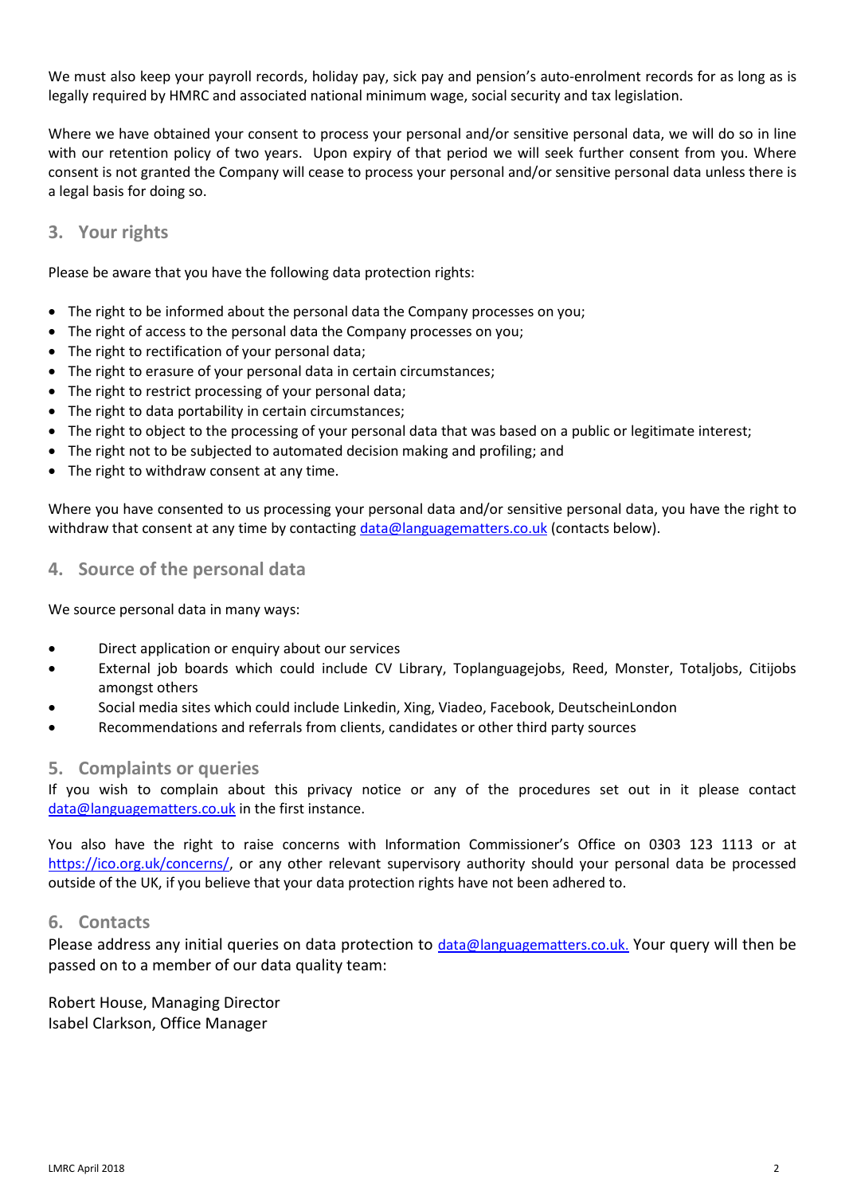We must also keep your payroll records, holiday pay, sick pay and pension's auto-enrolment records for as long as is legally required by HMRC and associated national minimum wage, social security and tax legislation.

Where we have obtained your consent to process your personal and/or sensitive personal data, we will do so in line with our retention policy of two years. Upon expiry of that period we will seek further consent from you. Where consent is not granted the Company will cease to process your personal and/or sensitive personal data unless there is a legal basis for doing so.

## 3. Your rights

Please be aware that you have the following data protection rights:

- The right to be informed about the personal data the Company processes on you;
- The right of access to the personal data the Company processes on you;
- The right to rectification of your personal data;
- The right to erasure of your personal data in certain circumstances;
- The right to restrict processing of your personal data;
- The right to data portability in certain circumstances;
- The right to object to the processing of your personal data that was based on a public or legitimate interest;
- The right not to be subjected to automated decision making and profiling; and
- The right to withdraw consent at any time.

Where you have consented to us processing your personal data and/or sensitive personal data, you have the right to withdraw that consent at any time by contacting data@languagematters.co.uk (contacts below).

## 4. Source of the personal data

We source personal data in many ways:

- Direct application or enquiry about our services
- External job boards which could include CV Library, Toplanguagejobs, Reed, Monster, Totaljobs, Citijobs amongst others
- Social media sites which could include Linkedin, Xing, Viadeo, Facebook, DeutscheinLondon
- Recommendations and referrals from clients, candidates or other third party sources

## 5. Complaints or queries

If you wish to complain about this privacy notice or any of the procedures set out in it please contact data@languagematters.co.uk in the first instance.

You also have the right to raise concerns with Information Commissioner's Office on 0303 123 1113 or at https://ico.org.uk/concerns/, or any other relevant supervisory authority should your personal data be processed outside of the UK, if you believe that your data protection rights have not been adhered to.

## 6. Contacts

Please address any initial queries on data protection to data@languagematters.co.uk. Your query will then be passed on to a member of our data quality team:

Robert House, Managing Director
Isabel Clarkson, Office Manager